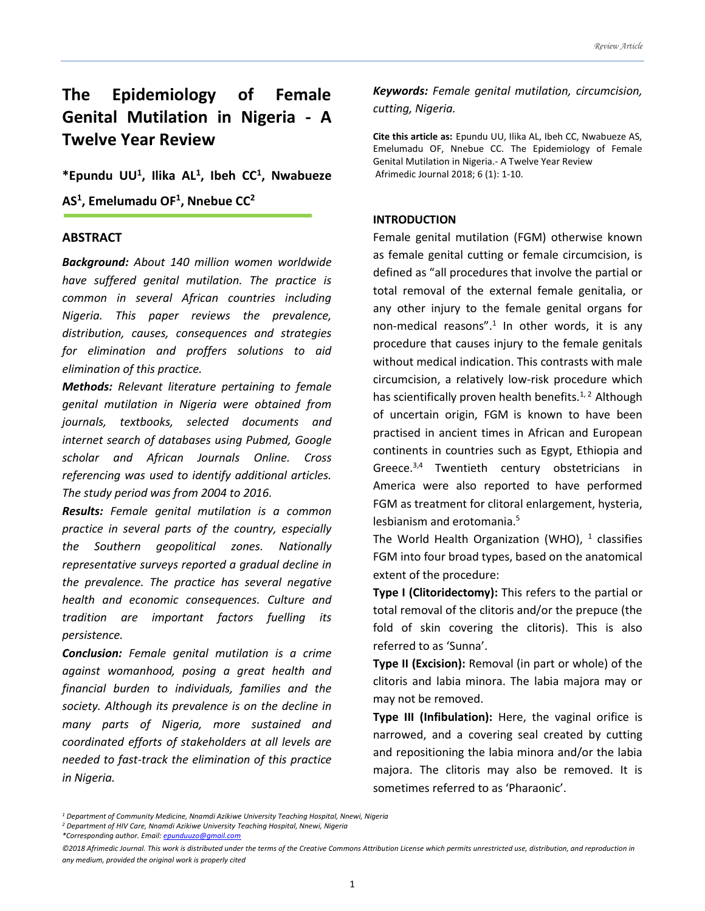# The Epidemiology of Female Genital Mutilation in Nigeria - A Twelve Year Review

**\*Epundu UU[1], Ilika AL[1], Ibeh CC[1], Nwabueze AS[1], Emelumadu OF[1], Nnebue CC[2]**

## ABSTRACT

***Background:*** *About 140 million women worldwide have suffered genital mutilation. The practice is common in several African countries including Nigeria. This paper reviews the prevalence, distribution, causes, consequences and strategies for elimination and proffers solutions to aid elimination of this practice.*

***Methods:*** *Relevant literature pertaining to female genital mutilation in Nigeria were obtained from journals, textbooks, selected documents and internet search of databases using Pubmed, Google scholar and African Journals Online. Cross referencing was used to identify additional articles. The study period was from 2004 to 2016.*

***Results:*** *Female genital mutilation is a common practice in several parts of the country, especially the Southern geopolitical zones. Nationally representative surveys reported a gradual decline in the prevalence. The practice has several negative health and economic consequences. Culture and tradition are important factors fuelling its persistence.*

***Conclusion:*** *Female genital mutilation is a crime against womanhood, posing a great health and financial burden to individuals, families and the society. Although its prevalence is on the decline in many parts of Nigeria, more sustained and coordinated efforts of stakeholders at all levels are needed to fast-track the elimination of this practice in Nigeria.*

***Keywords:*** *Female genital mutilation, circumcision, cutting, Nigeria.*

**Cite this article as:** Epundu UU, Ilika AL, Ibeh CC, Nwabueze AS, Emelumadu OF, Nnebue CC. The Epidemiology of Female Genital Mutilation in Nigeria.- A Twelve Year Review Afrimedic Journal 2018; 6 (1): 1-10.

## INTRODUCTION

Female genital mutilation (FGM) otherwise known as female genital cutting or female circumcision, is defined as "all procedures that involve the partial or total removal of the external female genitalia, or any other injury to the female genital organs for non-medical reasons".[1] In other words, it is any procedure that causes injury to the female genitals without medical indication. This contrasts with male circumcision, a relatively low-risk procedure which has scientifically proven health benefits.[1, 2] Although of uncertain origin, FGM is known to have been practised in ancient times in African and European continents in countries such as Egypt, Ethiopia and Greece.[3,4] Twentieth century obstetricians in America were also reported to have performed FGM as treatment for clitoral enlargement, hysteria, lesbianism and erotomania.[5]

The World Health Organization (WHO), [1] classifies FGM into four broad types, based on the anatomical extent of the procedure:

**Type I (Clitoridectomy):** This refers to the partial or total removal of the clitoris and/or the prepuce (the fold of skin covering the clitoris). This is also referred to as 'Sunna'.

**Type II (Excision):** Removal (in part or whole) of the clitoris and labia minora. The labia majora may or may not be removed.

**Type III (Infibulation):** Here, the vaginal orifice is narrowed, and a covering seal created by cutting and repositioning the labia minora and/or the labia majora. The clitoris may also be removed. It is sometimes referred to as 'Pharaonic'.

*[1] Department of Community Medicine, Nnamdi Azikiwe University Teaching Hospital, Nnewi, Nigeria*
*[2] Department of HIV Care, Nnamdi Azikiwe University Teaching Hospital, Nnewi, Nigeria*
*\*Corresponding author. Email: epunduuzo@gmail.com*

*©2018 Afrimedic Journal. This work is distributed under the terms of the Creative Commons Attribution License which permits unrestricted use, distribution, and reproduction in any medium, provided the original work is properly cited*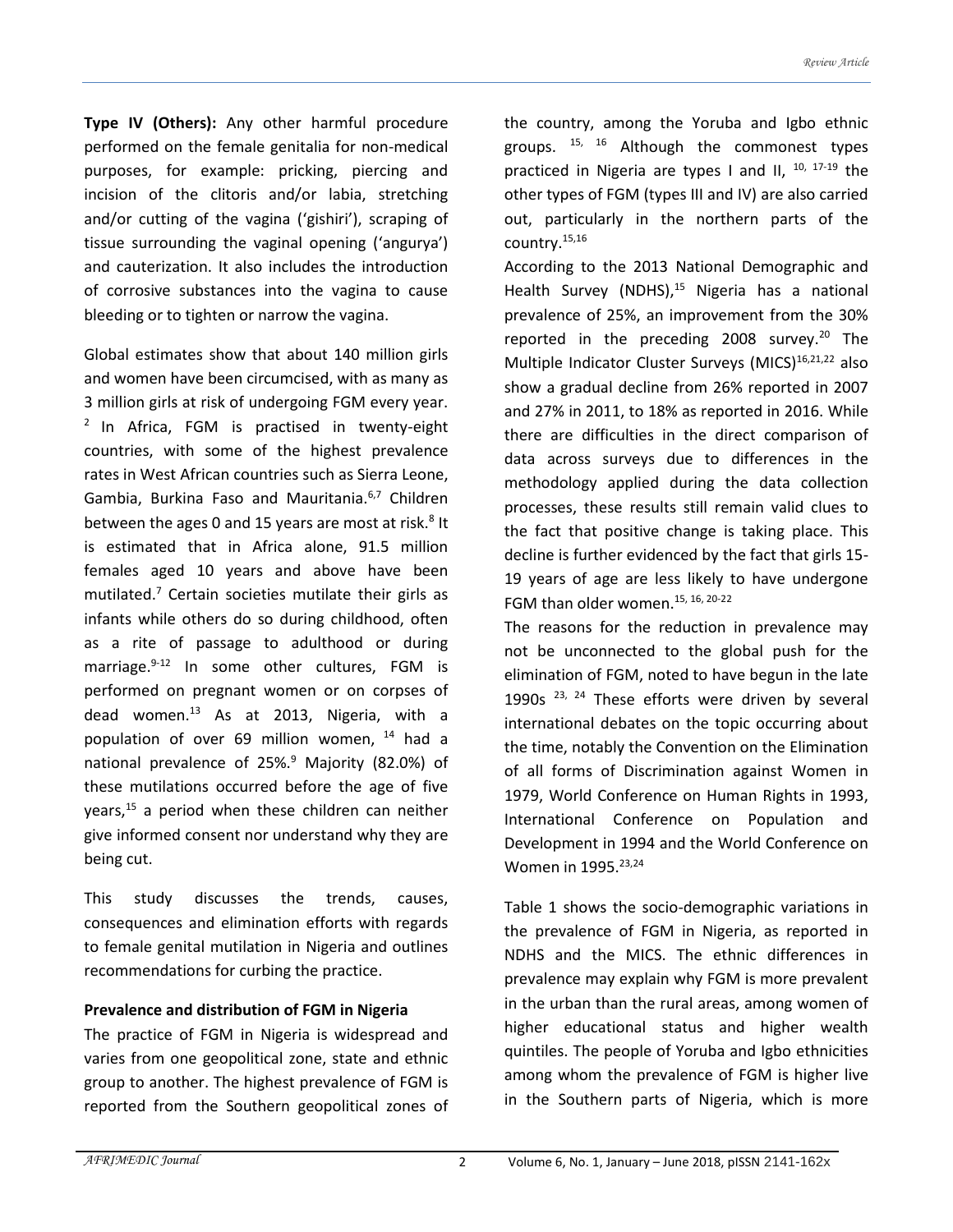**Type IV (Others):** Any other harmful procedure performed on the female genitalia for non-medical purposes, for example: pricking, piercing and incision of the clitoris and/or labia, stretching and/or cutting of the vagina ('gishiri'), scraping of tissue surrounding the vaginal opening ('angurya') and cauterization. It also includes the introduction of corrosive substances into the vagina to cause bleeding or to tighten or narrow the vagina.

Global estimates show that about 140 million girls and women have been circumcised, with as many as 3 million girls at risk of undergoing FGM every year. [2] In Africa, FGM is practised in twenty-eight countries, with some of the highest prevalence rates in West African countries such as Sierra Leone, Gambia, Burkina Faso and Mauritania.[6,7] Children between the ages 0 and 15 years are most at risk.[8] It is estimated that in Africa alone, 91.5 million females aged 10 years and above have been mutilated.[7] Certain societies mutilate their girls as infants while others do so during childhood, often as a rite of passage to adulthood or during marriage.[9-12] In some other cultures, FGM is performed on pregnant women or on corpses of dead women.[13] As at 2013, Nigeria, with a population of over 69 million women, [14] had a national prevalence of 25%.[9] Majority (82.0%) of these mutilations occurred before the age of five years,[15] a period when these children can neither give informed consent nor understand why they are being cut.

This study discusses the trends, causes, consequences and elimination efforts with regards to female genital mutilation in Nigeria and outlines recommendations for curbing the practice.

**Prevalence and distribution of FGM in Nigeria**

The practice of FGM in Nigeria is widespread and varies from one geopolitical zone, state and ethnic group to another. The highest prevalence of FGM is reported from the Southern geopolitical zones of the country, among the Yoruba and Igbo ethnic groups. [15, 16] Although the commonest types practiced in Nigeria are types I and II, [10, 17-19] the other types of FGM (types III and IV) are also carried out, particularly in the northern parts of the country.[15,16]

According to the 2013 National Demographic and Health Survey (NDHS),[15] Nigeria has a national prevalence of 25%, an improvement from the 30% reported in the preceding 2008 survey.[20] The Multiple Indicator Cluster Surveys (MICS)[16,21,22] also show a gradual decline from 26% reported in 2007 and 27% in 2011, to 18% as reported in 2016. While there are difficulties in the direct comparison of data across surveys due to differences in the methodology applied during the data collection processes, these results still remain valid clues to the fact that positive change is taking place. This decline is further evidenced by the fact that girls 15-19 years of age are less likely to have undergone FGM than older women.[15, 16, 20-22]

The reasons for the reduction in prevalence may not be unconnected to the global push for the elimination of FGM, noted to have begun in the late 1990s [23, 24] These efforts were driven by several international debates on the topic occurring about the time, notably the Convention on the Elimination of all forms of Discrimination against Women in 1979, World Conference on Human Rights in 1993, International Conference on Population and Development in 1994 and the World Conference on Women in 1995.[23,24]

Table 1 shows the socio-demographic variations in the prevalence of FGM in Nigeria, as reported in NDHS and the MICS. The ethnic differences in prevalence may explain why FGM is more prevalent in the urban than the rural areas, among women of higher educational status and higher wealth quintiles. The people of Yoruba and Igbo ethnicities among whom the prevalence of FGM is higher live in the Southern parts of Nigeria, which is more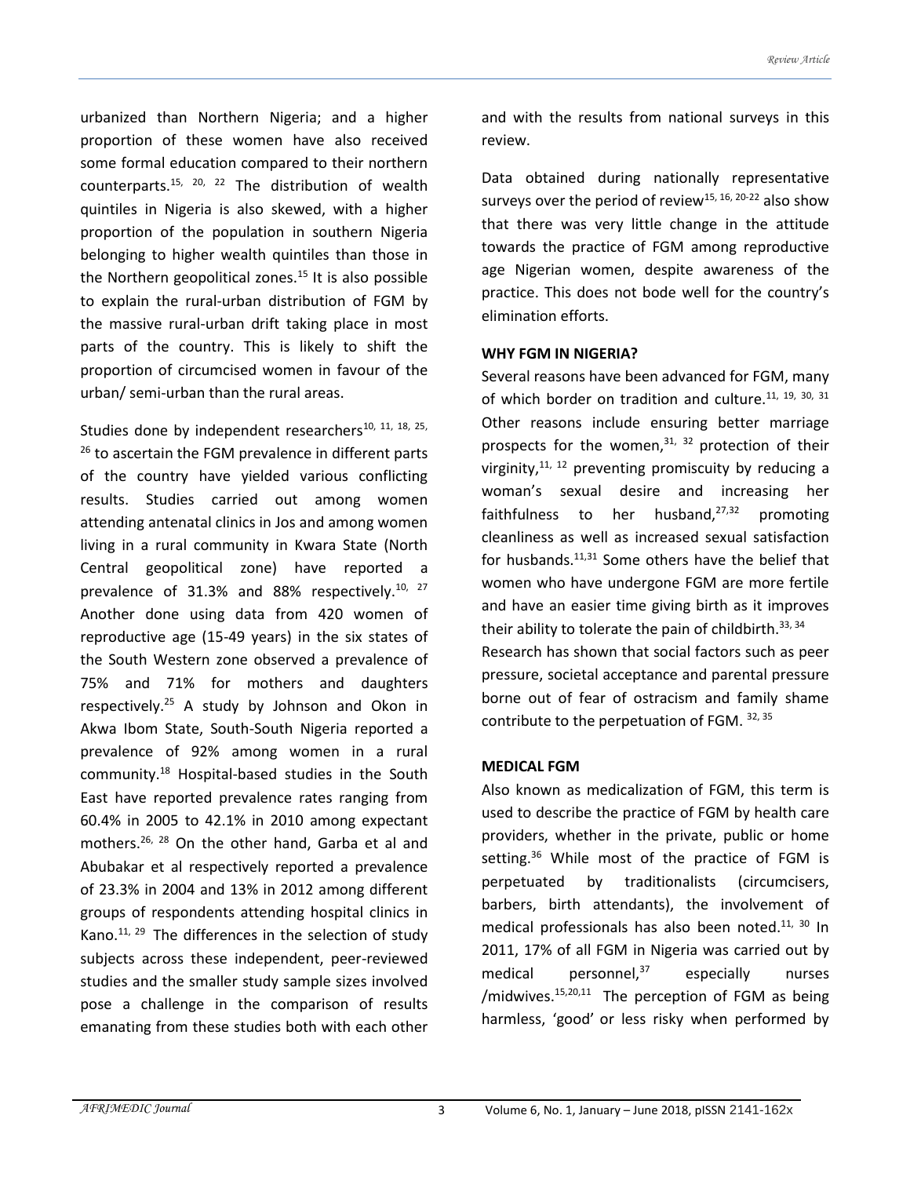urbanized than Northern Nigeria; and a higher proportion of these women have also received some formal education compared to their northern counterparts.[15, 20, 22] The distribution of wealth quintiles in Nigeria is also skewed, with a higher proportion of the population in southern Nigeria belonging to higher wealth quintiles than those in the Northern geopolitical zones.[15] It is also possible to explain the rural-urban distribution of FGM by the massive rural-urban drift taking place in most parts of the country. This is likely to shift the proportion of circumcised women in favour of the urban/ semi-urban than the rural areas.

Studies done by independent researchers[10, 11, 18, 25, 26] to ascertain the FGM prevalence in different parts of the country have yielded various conflicting results. Studies carried out among women attending antenatal clinics in Jos and among women living in a rural community in Kwara State (North Central geopolitical zone) have reported a prevalence of 31.3% and 88% respectively.[10, 27] Another done using data from 420 women of reproductive age (15-49 years) in the six states of the South Western zone observed a prevalence of 75% and 71% for mothers and daughters respectively.[25] A study by Johnson and Okon in Akwa Ibom State, South-South Nigeria reported a prevalence of 92% among women in a rural community.[18] Hospital-based studies in the South East have reported prevalence rates ranging from 60.4% in 2005 to 42.1% in 2010 among expectant mothers.[26, 28] On the other hand, Garba et al and Abubakar et al respectively reported a prevalence of 23.3% in 2004 and 13% in 2012 among different groups of respondents attending hospital clinics in Kano.[11, 29] The differences in the selection of study subjects across these independent, peer-reviewed studies and the smaller study sample sizes involved pose a challenge in the comparison of results emanating from these studies both with each other and with the results from national surveys in this review.

Data obtained during nationally representative surveys over the period of review[15, 16, 20-22] also show that there was very little change in the attitude towards the practice of FGM among reproductive age Nigerian women, despite awareness of the practice. This does not bode well for the country's elimination efforts.

## WHY FGM IN NIGERIA?

Several reasons have been advanced for FGM, many of which border on tradition and culture.[11, 19, 30, 31] Other reasons include ensuring better marriage prospects for the women,[31, 32] protection of their virginity,[11, 12] preventing promiscuity by reducing a woman's sexual desire and increasing her faithfulness to her husband,[27,32] promoting cleanliness as well as increased sexual satisfaction for husbands.[11,31] Some others have the belief that women who have undergone FGM are more fertile and have an easier time giving birth as it improves their ability to tolerate the pain of childbirth.[33, 34] Research has shown that social factors such as peer pressure, societal acceptance and parental pressure borne out of fear of ostracism and family shame contribute to the perpetuation of FGM. [32, 35]

## MEDICAL FGM

Also known as medicalization of FGM, this term is used to describe the practice of FGM by health care providers, whether in the private, public or home setting.[36] While most of the practice of FGM is perpetuated by traditionalists (circumcisers, barbers, birth attendants), the involvement of medical professionals has also been noted.[11, 30] In 2011, 17% of all FGM in Nigeria was carried out by medical personnel,[37] especially nurses /midwives.[15,20,11] The perception of FGM as being harmless, 'good' or less risky when performed by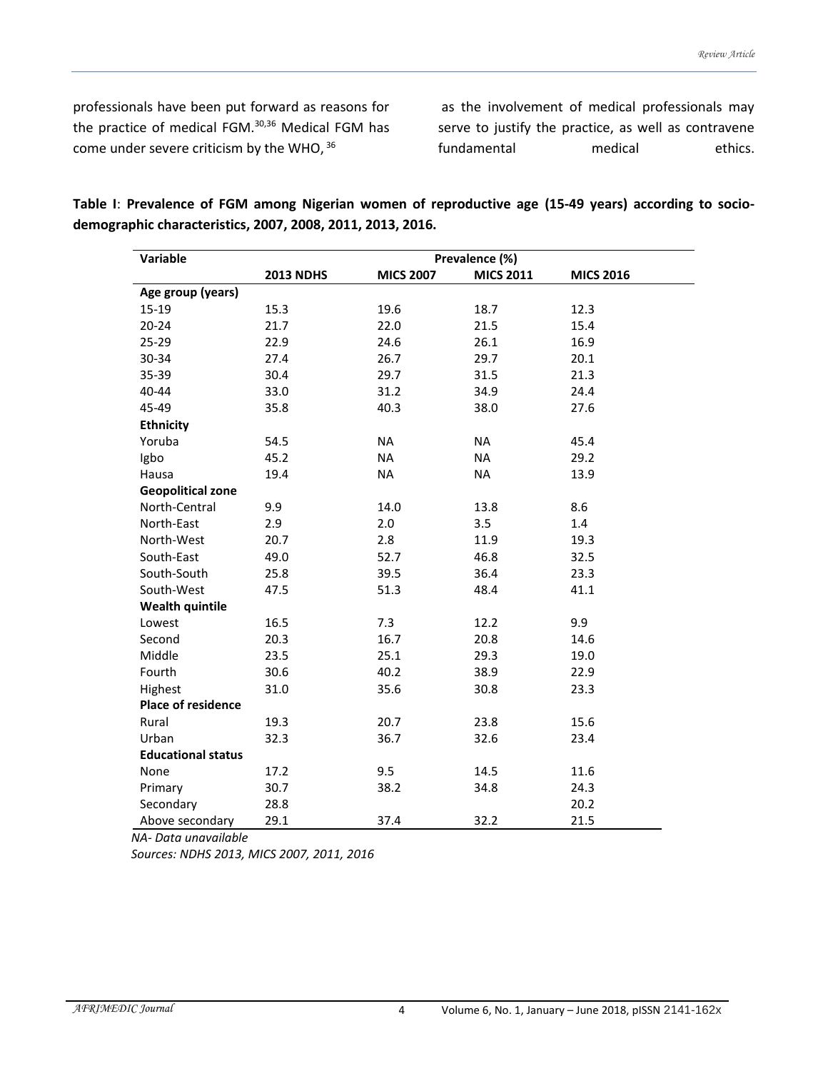professionals have been put forward as reasons for the practice of medical FGM.[30,36] Medical FGM has come under severe criticism by the WHO,[36] as the involvement of medical professionals may serve to justify the practice, as well as contravene fundamental medical ethics.

**Table I**: **Prevalence of FGM among Nigerian women of reproductive age (15-49 years) according to socio-demographic characteristics, 2007, 2008, 2011, 2013, 2016.**

| Variable | Prevalence (%) | | | |
|---|---|---|---|---|
| | **2013 NDHS** | **MICS 2007** | **MICS 2011** | **MICS 2016** |
| **Age group (years)** | | | | |
| 15-19 | 15.3 | 19.6 | 18.7 | 12.3 |
| 20-24 | 21.7 | 22.0 | 21.5 | 15.4 |
| 25-29 | 22.9 | 24.6 | 26.1 | 16.9 |
| 30-34 | 27.4 | 26.7 | 29.7 | 20.1 |
| 35-39 | 30.4 | 29.7 | 31.5 | 21.3 |
| 40-44 | 33.0 | 31.2 | 34.9 | 24.4 |
| 45-49 | 35.8 | 40.3 | 38.0 | 27.6 |
| **Ethnicity** | | | | |
| Yoruba | 54.5 | NA | NA | 45.4 |
| Igbo | 45.2 | NA | NA | 29.2 |
| Hausa | 19.4 | NA | NA | 13.9 |
| **Geopolitical zone** | | | | |
| North-Central | 9.9 | 14.0 | 13.8 | 8.6 |
| North-East | 2.9 | 2.0 | 3.5 | 1.4 |
| North-West | 20.7 | 2.8 | 11.9 | 19.3 |
| South-East | 49.0 | 52.7 | 46.8 | 32.5 |
| South-South | 25.8 | 39.5 | 36.4 | 23.3 |
| South-West | 47.5 | 51.3 | 48.4 | 41.1 |
| **Wealth quintile** | | | | |
| Lowest | 16.5 | 7.3 | 12.2 | 9.9 |
| Second | 20.3 | 16.7 | 20.8 | 14.6 |
| Middle | 23.5 | 25.1 | 29.3 | 19.0 |
| Fourth | 30.6 | 40.2 | 38.9 | 22.9 |
| Highest | 31.0 | 35.6 | 30.8 | 23.3 |
| **Place of residence** | | | | |
| Rural | 19.3 | 20.7 | 23.8 | 15.6 |
| Urban | 32.3 | 36.7 | 32.6 | 23.4 |
| **Educational status** | | | | |
| None | 17.2 | 9.5 | 14.5 | 11.6 |
| Primary | 30.7 | 38.2 | 34.8 | 24.3 |
| Secondary | 28.8 | | | 20.2 |
| Above secondary | 29.1 | 37.4 | 32.2 | 21.5 |

*NA- Data unavailable*

*Sources: NDHS 2013, MICS 2007, 2011, 2016*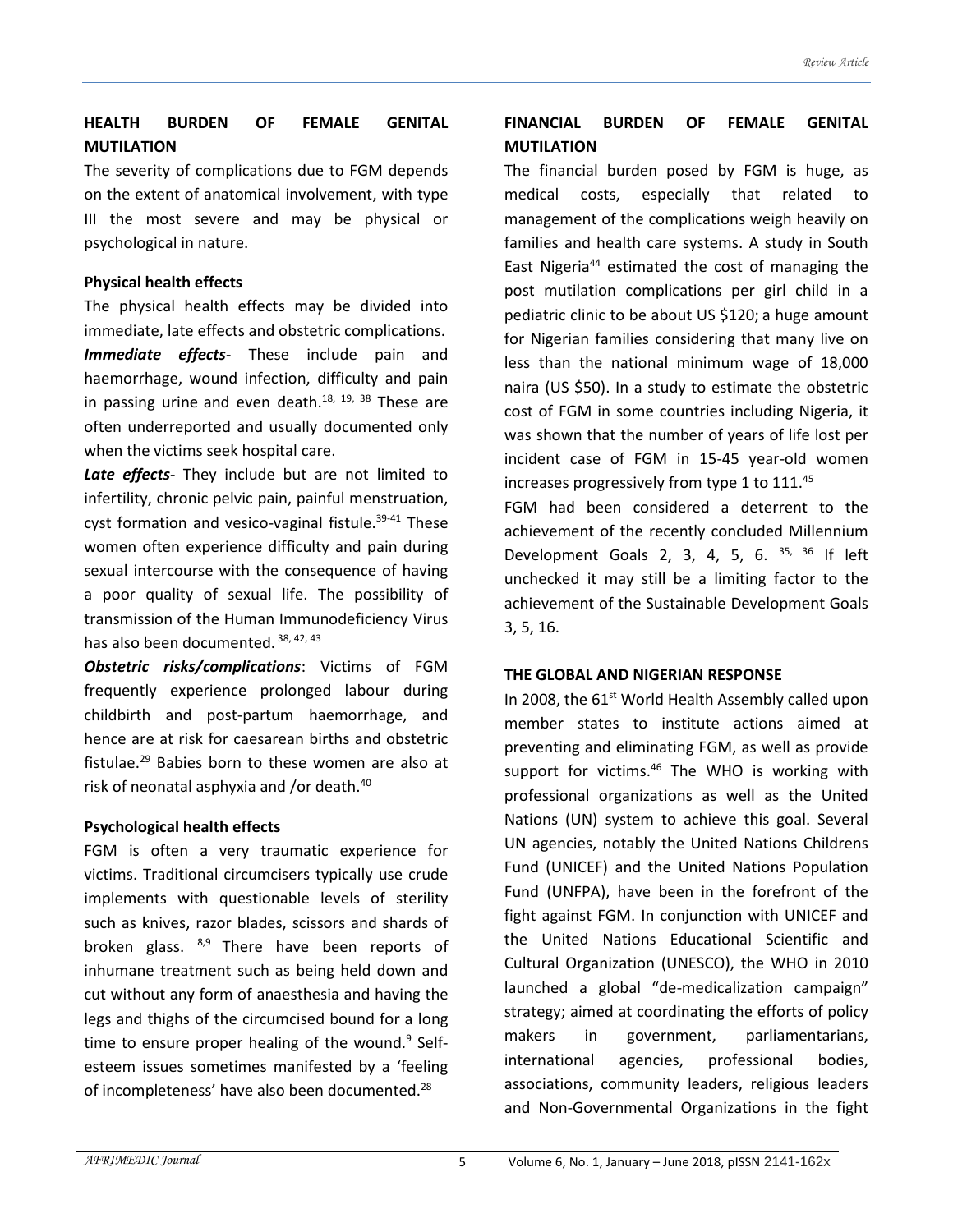## HEALTH BURDEN OF FEMALE GENITAL MUTILATION

The severity of complications due to FGM depends on the extent of anatomical involvement, with type III the most severe and may be physical or psychological in nature.

### Physical health effects

The physical health effects may be divided into immediate, late effects and obstetric complications.

***Immediate effects***- These include pain and haemorrhage, wound infection, difficulty and pain in passing urine and even death.[18, 19, 38] These are often underreported and usually documented only when the victims seek hospital care.

***Late effects***- They include but are not limited to infertility, chronic pelvic pain, painful menstruation, cyst formation and vesico-vaginal fistule.[39-41] These women often experience difficulty and pain during sexual intercourse with the consequence of having a poor quality of sexual life. The possibility of transmission of the Human Immunodeficiency Virus has also been documented.[38, 42, 43]

***Obstetric risks/complications***: Victims of FGM frequently experience prolonged labour during childbirth and post-partum haemorrhage, and hence are at risk for caesarean births and obstetric fistulae.[29] Babies born to these women are also at risk of neonatal asphyxia and /or death.[40]

### Psychological health effects

FGM is often a very traumatic experience for victims. Traditional circumcisers typically use crude implements with questionable levels of sterility such as knives, razor blades, scissors and shards of broken glass.[8,9] There have been reports of inhumane treatment such as being held down and cut without any form of anaesthesia and having the legs and thighs of the circumcised bound for a long time to ensure proper healing of the wound.[9] Self-esteem issues sometimes manifested by a 'feeling of incompleteness' have also been documented.[28]

## FINANCIAL BURDEN OF FEMALE GENITAL MUTILATION

The financial burden posed by FGM is huge, as medical costs, especially that related to management of the complications weigh heavily on families and health care systems. A study in South East Nigeria[44] estimated the cost of managing the post mutilation complications per girl child in a pediatric clinic to be about US $120; a huge amount for Nigerian families considering that many live on less than the national minimum wage of 18,000 naira (US $50). In a study to estimate the obstetric cost of FGM in some countries including Nigeria, it was shown that the number of years of life lost per incident case of FGM in 15-45 year-old women increases progressively from type 1 to 111.[45]

FGM had been considered a deterrent to the achievement of the recently concluded Millennium Development Goals 2, 3, 4, 5, 6.[35, 36] If left unchecked it may still be a limiting factor to the achievement of the Sustainable Development Goals 3, 5, 16.

## THE GLOBAL AND NIGERIAN RESPONSE

In 2008, the 61st World Health Assembly called upon member states to institute actions aimed at preventing and eliminating FGM, as well as provide support for victims.[46] The WHO is working with professional organizations as well as the United Nations (UN) system to achieve this goal. Several UN agencies, notably the United Nations Childrens Fund (UNICEF) and the United Nations Population Fund (UNFPA), have been in the forefront of the fight against FGM. In conjunction with UNICEF and the United Nations Educational Scientific and Cultural Organization (UNESCO), the WHO in 2010 launched a global "de-medicalization campaign" strategy; aimed at coordinating the efforts of policy makers in government, parliamentarians, international agencies, professional bodies, associations, community leaders, religious leaders and Non-Governmental Organizations in the fight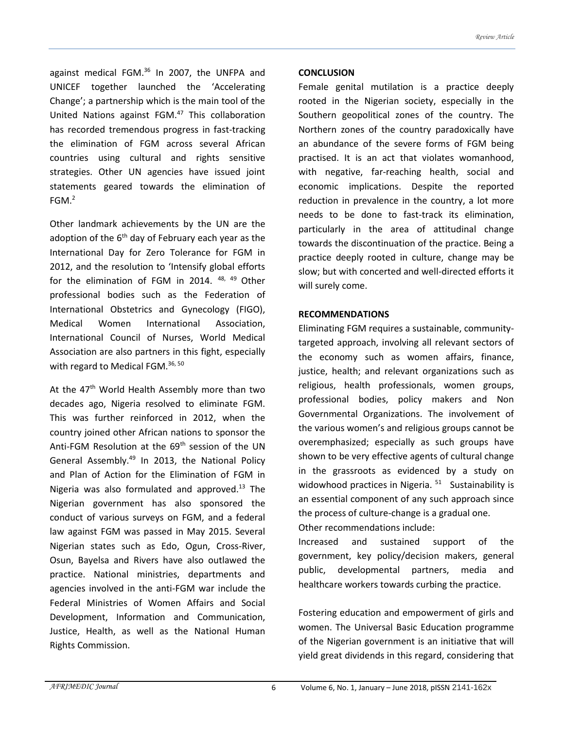against medical FGM.[36] In 2007, the UNFPA and UNICEF together launched the 'Accelerating Change'; a partnership which is the main tool of the United Nations against FGM.[47] This collaboration has recorded tremendous progress in fast-tracking the elimination of FGM across several African countries using cultural and rights sensitive strategies. Other UN agencies have issued joint statements geared towards the elimination of FGM.[2]

Other landmark achievements by the UN are the adoption of the 6th day of February each year as the International Day for Zero Tolerance for FGM in 2012, and the resolution to 'Intensify global efforts for the elimination of FGM in 2014. [48, 49] Other professional bodies such as the Federation of International Obstetrics and Gynecology (FIGO), Medical Women International Association, International Council of Nurses, World Medical Association are also partners in this fight, especially with regard to Medical FGM.[36, 50]

At the 47th World Health Assembly more than two decades ago, Nigeria resolved to eliminate FGM. This was further reinforced in 2012, when the country joined other African nations to sponsor the Anti-FGM Resolution at the 69th session of the UN General Assembly.[49] In 2013, the National Policy and Plan of Action for the Elimination of FGM in Nigeria was also formulated and approved.[13] The Nigerian government has also sponsored the conduct of various surveys on FGM, and a federal law against FGM was passed in May 2015. Several Nigerian states such as Edo, Ogun, Cross-River, Osun, Bayelsa and Rivers have also outlawed the practice. National ministries, departments and agencies involved in the anti-FGM war include the Federal Ministries of Women Affairs and Social Development, Information and Communication, Justice, Health, as well as the National Human Rights Commission.

## CONCLUSION

Female genital mutilation is a practice deeply rooted in the Nigerian society, especially in the Southern geopolitical zones of the country. The Northern zones of the country paradoxically have an abundance of the severe forms of FGM being practised. It is an act that violates womanhood, with negative, far-reaching health, social and economic implications. Despite the reported reduction in prevalence in the country, a lot more needs to be done to fast-track its elimination, particularly in the area of attitudinal change towards the discontinuation of the practice. Being a practice deeply rooted in culture, change may be slow; but with concerted and well-directed efforts it will surely come.

## RECOMMENDATIONS

Eliminating FGM requires a sustainable, community-targeted approach, involving all relevant sectors of the economy such as women affairs, finance, justice, health; and relevant organizations such as religious, health professionals, women groups, professional bodies, policy makers and Non Governmental Organizations. The involvement of the various women's and religious groups cannot be overemphasized; especially as such groups have shown to be very effective agents of cultural change in the grassroots as evidenced by a study on widowhood practices in Nigeria. [51] Sustainability is an essential component of any such approach since the process of culture-change is a gradual one.

Other recommendations include:

Increased and sustained support of the government, key policy/decision makers, general public, developmental partners, media and healthcare workers towards curbing the practice.

Fostering education and empowerment of girls and women. The Universal Basic Education programme of the Nigerian government is an initiative that will yield great dividends in this regard, considering that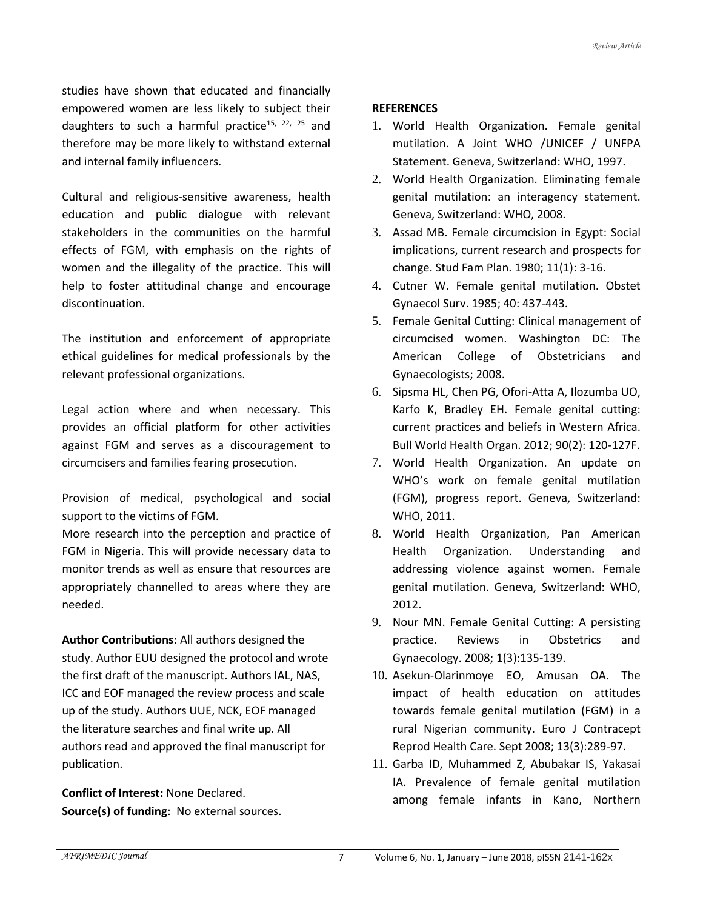studies have shown that educated and financially empowered women are less likely to subject their daughters to such a harmful practice[15, 22, 25] and therefore may be more likely to withstand external and internal family influencers.

Cultural and religious-sensitive awareness, health education and public dialogue with relevant stakeholders in the communities on the harmful effects of FGM, with emphasis on the rights of women and the illegality of the practice. This will help to foster attitudinal change and encourage discontinuation.

The institution and enforcement of appropriate ethical guidelines for medical professionals by the relevant professional organizations.

Legal action where and when necessary. This provides an official platform for other activities against FGM and serves as a discouragement to circumcisers and families fearing prosecution.

Provision of medical, psychological and social support to the victims of FGM.

More research into the perception and practice of FGM in Nigeria. This will provide necessary data to monitor trends as well as ensure that resources are appropriately channelled to areas where they are needed.

**Author Contributions:** All authors designed the study. Author EUU designed the protocol and wrote the first draft of the manuscript. Authors IAL, NAS, ICC and EOF managed the review process and scale up of the study. Authors UUE, NCK, EOF managed the literature searches and final write up. All authors read and approved the final manuscript for publication.

**Conflict of Interest:** None Declared.

**Source(s) of funding**: No external sources.

**REFERENCES**

1. World Health Organization. Female genital mutilation. A Joint WHO /UNICEF / UNFPA Statement. Geneva, Switzerland: WHO, 1997.
2. World Health Organization. Eliminating female genital mutilation: an interagency statement. Geneva, Switzerland: WHO, 2008.
3. Assad MB. Female circumcision in Egypt: Social implications, current research and prospects for change. Stud Fam Plan. 1980; 11(1): 3-16.
4. Cutner W. Female genital mutilation. Obstet Gynaecol Surv. 1985; 40: 437-443.
5. Female Genital Cutting: Clinical management of circumcised women. Washington DC: The American College of Obstetricians and Gynaecologists; 2008.
6. Sipsma HL, Chen PG, Ofori-Atta A, Ilozumba UO, Karfo K, Bradley EH. Female genital cutting: current practices and beliefs in Western Africa. Bull World Health Organ. 2012; 90(2): 120-127F.
7. World Health Organization. An update on WHO's work on female genital mutilation (FGM), progress report. Geneva, Switzerland: WHO, 2011.
8. World Health Organization, Pan American Health Organization. Understanding and addressing violence against women. Female genital mutilation. Geneva, Switzerland: WHO, 2012.
9. Nour MN. Female Genital Cutting: A persisting practice. Reviews in Obstetrics and Gynaecology. 2008; 1(3):135-139.
10. Asekun-Olarinmoye EO, Amusan OA. The impact of health education on attitudes towards female genital mutilation (FGM) in a rural Nigerian community. Euro J Contracept Reprod Health Care. Sept 2008; 13(3):289-97.
11. Garba ID, Muhammed Z, Abubakar IS, Yakasai IA. Prevalence of female genital mutilation among female infants in Kano, Northern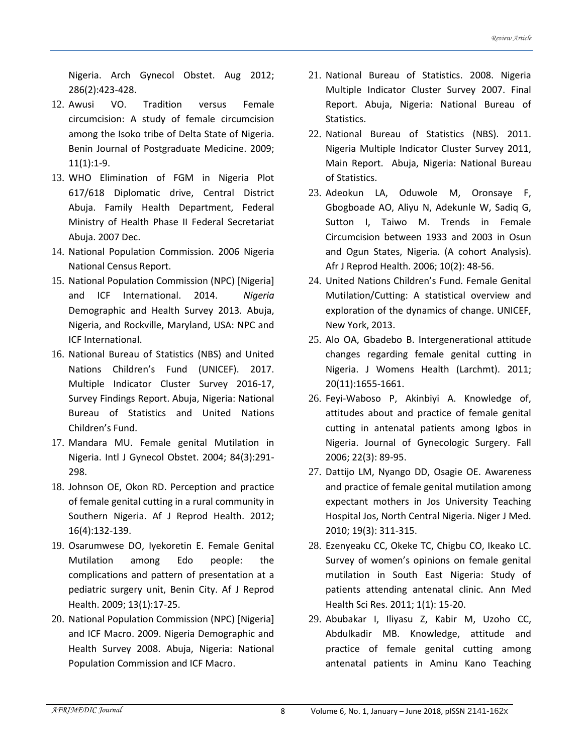Nigeria. Arch Gynecol Obstet. Aug 2012; 286(2):423-428.

12. Awusi VO. Tradition versus Female circumcision: A study of female circumcision among the Isoko tribe of Delta State of Nigeria. Benin Journal of Postgraduate Medicine. 2009; 11(1):1-9.
13. WHO Elimination of FGM in Nigeria Plot 617/618 Diplomatic drive, Central District Abuja. Family Health Department, Federal Ministry of Health Phase II Federal Secretariat Abuja. 2007 Dec.
14. National Population Commission. 2006 Nigeria National Census Report.
15. National Population Commission (NPC) [Nigeria] and ICF International. 2014. *Nigeria* Demographic and Health Survey 2013. Abuja, Nigeria, and Rockville, Maryland, USA: NPC and ICF International.
16. National Bureau of Statistics (NBS) and United Nations Children's Fund (UNICEF). 2017. Multiple Indicator Cluster Survey 2016-17, Survey Findings Report. Abuja, Nigeria: National Bureau of Statistics and United Nations Children's Fund.
17. Mandara MU. Female genital Mutilation in Nigeria. Intl J Gynecol Obstet. 2004; 84(3):291-298.
18. Johnson OE, Okon RD. Perception and practice of female genital cutting in a rural community in Southern Nigeria. Af J Reprod Health. 2012; 16(4):132-139.
19. Osarumwese DO, Iyekoretin E. Female Genital Mutilation among Edo people: the complications and pattern of presentation at a pediatric surgery unit, Benin City. Af J Reprod Health. 2009; 13(1):17-25.
20. National Population Commission (NPC) [Nigeria] and ICF Macro. 2009. Nigeria Demographic and Health Survey 2008. Abuja, Nigeria: National Population Commission and ICF Macro.
21. National Bureau of Statistics. 2008. Nigeria Multiple Indicator Cluster Survey 2007. Final Report. Abuja, Nigeria: National Bureau of Statistics.
22. National Bureau of Statistics (NBS). 2011. Nigeria Multiple Indicator Cluster Survey 2011, Main Report. Abuja, Nigeria: National Bureau of Statistics.
23. Adeokun LA, Oduwole M, Oronsaye F, Gbogboade AO, Aliyu N, Adekunle W, Sadiq G, Sutton I, Taiwo M. Trends in Female Circumcision between 1933 and 2003 in Osun and Ogun States, Nigeria. (A cohort Analysis). Afr J Reprod Health. 2006; 10(2): 48-56.
24. United Nations Children's Fund. Female Genital Mutilation/Cutting: A statistical overview and exploration of the dynamics of change. UNICEF, New York, 2013.
25. Alo OA, Gbadebo B. Intergenerational attitude changes regarding female genital cutting in Nigeria. J Womens Health (Larchmt). 2011; 20(11):1655-1661.
26. Feyi-Waboso P, Akinbiyi A. Knowledge of, attitudes about and practice of female genital cutting in antenatal patients among Igbos in Nigeria. Journal of Gynecologic Surgery. Fall 2006; 22(3): 89-95.
27. Dattijo LM, Nyango DD, Osagie OE. Awareness and practice of female genital mutilation among expectant mothers in Jos University Teaching Hospital Jos, North Central Nigeria. Niger J Med. 2010; 19(3): 311-315.
28. Ezenyeaku CC, Okeke TC, Chigbu CO, Ikeako LC. Survey of women's opinions on female genital mutilation in South East Nigeria: Study of patients attending antenatal clinic. Ann Med Health Sci Res. 2011; 1(1): 15-20.
29. Abubakar I, Iliyasu Z, Kabir M, Uzoho CC, Abdulkadir MB. Knowledge, attitude and practice of female genital cutting among antenatal patients in Aminu Kano Teaching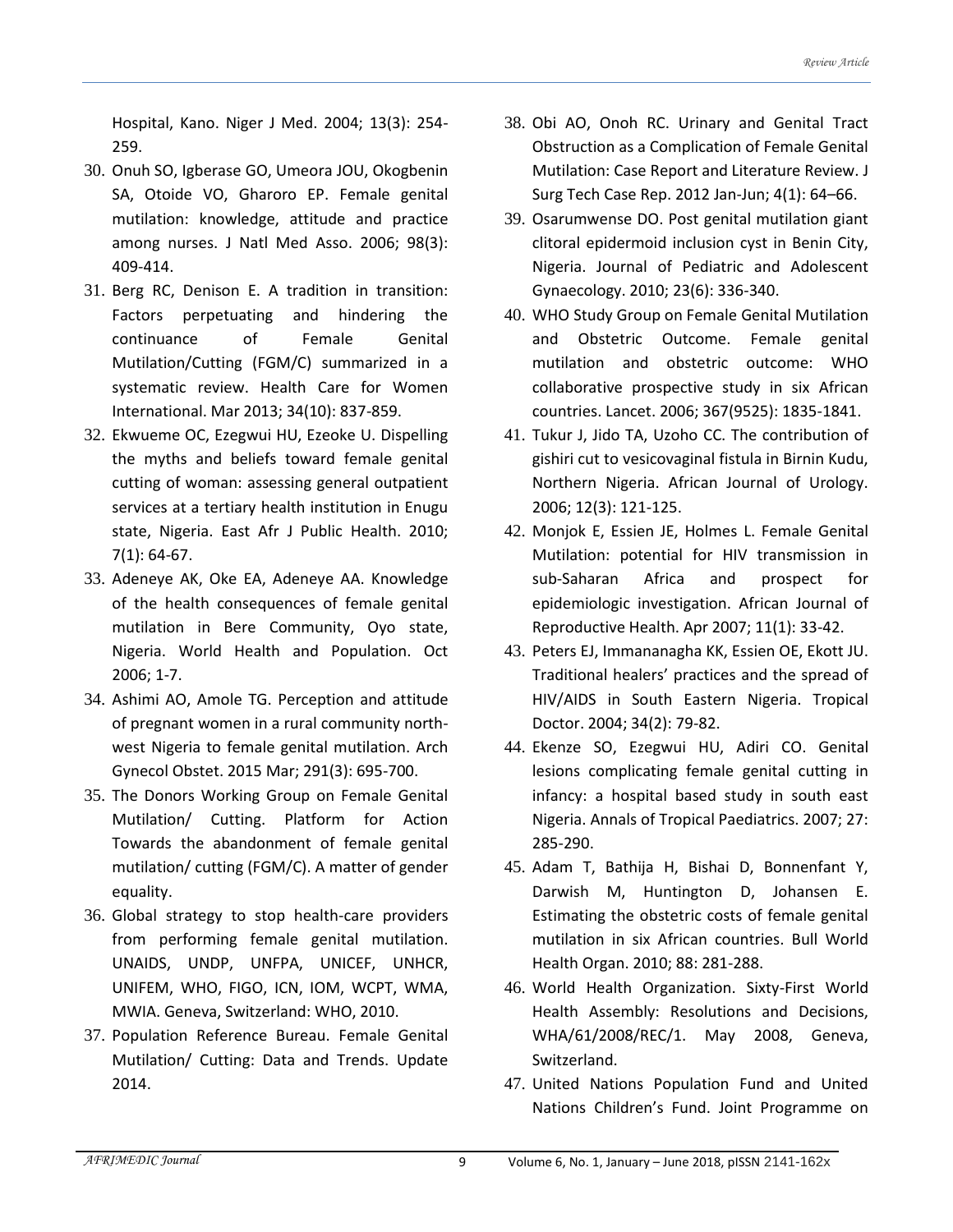Hospital, Kano. Niger J Med. 2004; 13(3): 254-259.

30. Onuh SO, Igberase GO, Umeora JOU, Okogbenin SA, Otoide VO, Gharoro EP. Female genital mutilation: knowledge, attitude and practice among nurses. J Natl Med Asso. 2006; 98(3): 409-414.
31. Berg RC, Denison E. A tradition in transition: Factors perpetuating and hindering the continuance of Female Genital Mutilation/Cutting (FGM/C) summarized in a systematic review. Health Care for Women International. Mar 2013; 34(10): 837-859.
32. Ekwueme OC, Ezegwui HU, Ezeoke U. Dispelling the myths and beliefs toward female genital cutting of woman: assessing general outpatient services at a tertiary health institution in Enugu state, Nigeria. East Afr J Public Health. 2010; 7(1): 64-67.
33. Adeneye AK, Oke EA, Adeneye AA. Knowledge of the health consequences of female genital mutilation in Bere Community, Oyo state, Nigeria. World Health and Population. Oct 2006; 1-7.
34. Ashimi AO, Amole TG. Perception and attitude of pregnant women in a rural community north-west Nigeria to female genital mutilation. Arch Gynecol Obstet. 2015 Mar; 291(3): 695-700.
35. The Donors Working Group on Female Genital Mutilation/ Cutting. Platform for Action Towards the abandonment of female genital mutilation/ cutting (FGM/C). A matter of gender equality.
36. Global strategy to stop health-care providers from performing female genital mutilation. UNAIDS, UNDP, UNFPA, UNICEF, UNHCR, UNIFEM, WHO, FIGO, ICN, IOM, WCPT, WMA, MWIA. Geneva, Switzerland: WHO, 2010.
37. Population Reference Bureau. Female Genital Mutilation/ Cutting: Data and Trends. Update 2014.
38. Obi AO, Onoh RC. Urinary and Genital Tract Obstruction as a Complication of Female Genital Mutilation: Case Report and Literature Review. J Surg Tech Case Rep. 2012 Jan-Jun; 4(1): 64–66.
39. Osarumwense DO. Post genital mutilation giant clitoral epidermoid inclusion cyst in Benin City, Nigeria. Journal of Pediatric and Adolescent Gynaecology. 2010; 23(6): 336-340.
40. WHO Study Group on Female Genital Mutilation and Obstetric Outcome. Female genital mutilation and obstetric outcome: WHO collaborative prospective study in six African countries. Lancet. 2006; 367(9525): 1835-1841.
41. Tukur J, Jido TA, Uzoho CC. The contribution of gishiri cut to vesicovaginal fistula in Birnin Kudu, Northern Nigeria. African Journal of Urology. 2006; 12(3): 121-125.
42. Monjok E, Essien JE, Holmes L. Female Genital Mutilation: potential for HIV transmission in sub-Saharan Africa and prospect for epidemiologic investigation. African Journal of Reproductive Health. Apr 2007; 11(1): 33-42.
43. Peters EJ, Immananagha KK, Essien OE, Ekott JU. Traditional healers' practices and the spread of HIV/AIDS in South Eastern Nigeria. Tropical Doctor. 2004; 34(2): 79-82.
44. Ekenze SO, Ezegwui HU, Adiri CO. Genital lesions complicating female genital cutting in infancy: a hospital based study in south east Nigeria. Annals of Tropical Paediatrics. 2007; 27: 285-290.
45. Adam T, Bathija H, Bishai D, Bonnenfant Y, Darwish M, Huntington D, Johansen E. Estimating the obstetric costs of female genital mutilation in six African countries. Bull World Health Organ. 2010; 88: 281-288.
46. World Health Organization. Sixty-First World Health Assembly: Resolutions and Decisions, WHA/61/2008/REC/1. May 2008, Geneva, Switzerland.
47. United Nations Population Fund and United Nations Children's Fund. Joint Programme on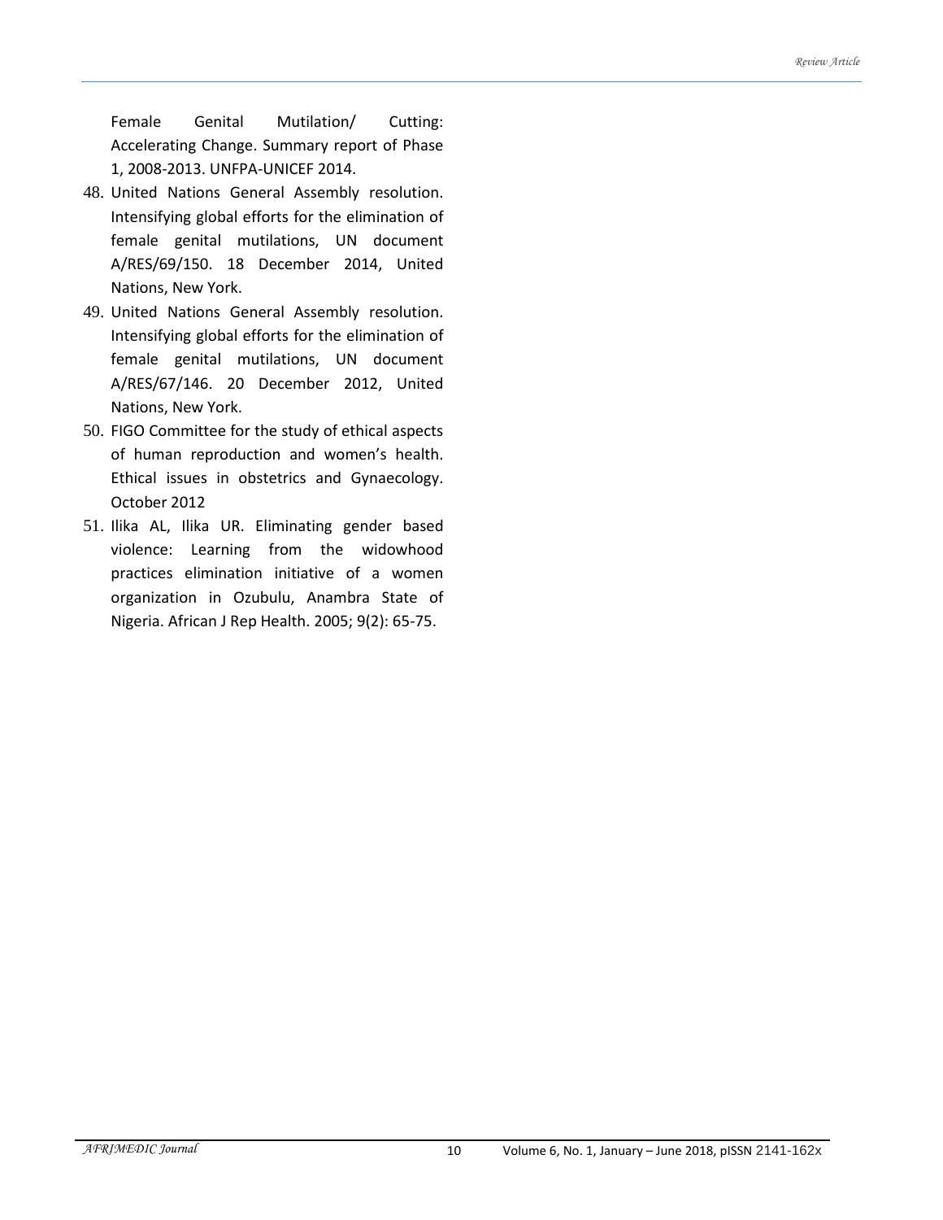Female Genital Mutilation/ Cutting: Accelerating Change. Summary report of Phase 1, 2008-2013. UNFPA-UNICEF 2014.

48. United Nations General Assembly resolution. Intensifying global efforts for the elimination of female genital mutilations, UN document A/RES/69/150. 18 December 2014, United Nations, New York.
49. United Nations General Assembly resolution. Intensifying global efforts for the elimination of female genital mutilations, UN document A/RES/67/146. 20 December 2012, United Nations, New York.
50. FIGO Committee for the study of ethical aspects of human reproduction and women's health. Ethical issues in obstetrics and Gynaecology. October 2012
51. Ilika AL, Ilika UR. Eliminating gender based violence: Learning from the widowhood practices elimination initiative of a women organization in Ozubulu, Anambra State of Nigeria. African J Rep Health. 2005; 9(2): 65-75.